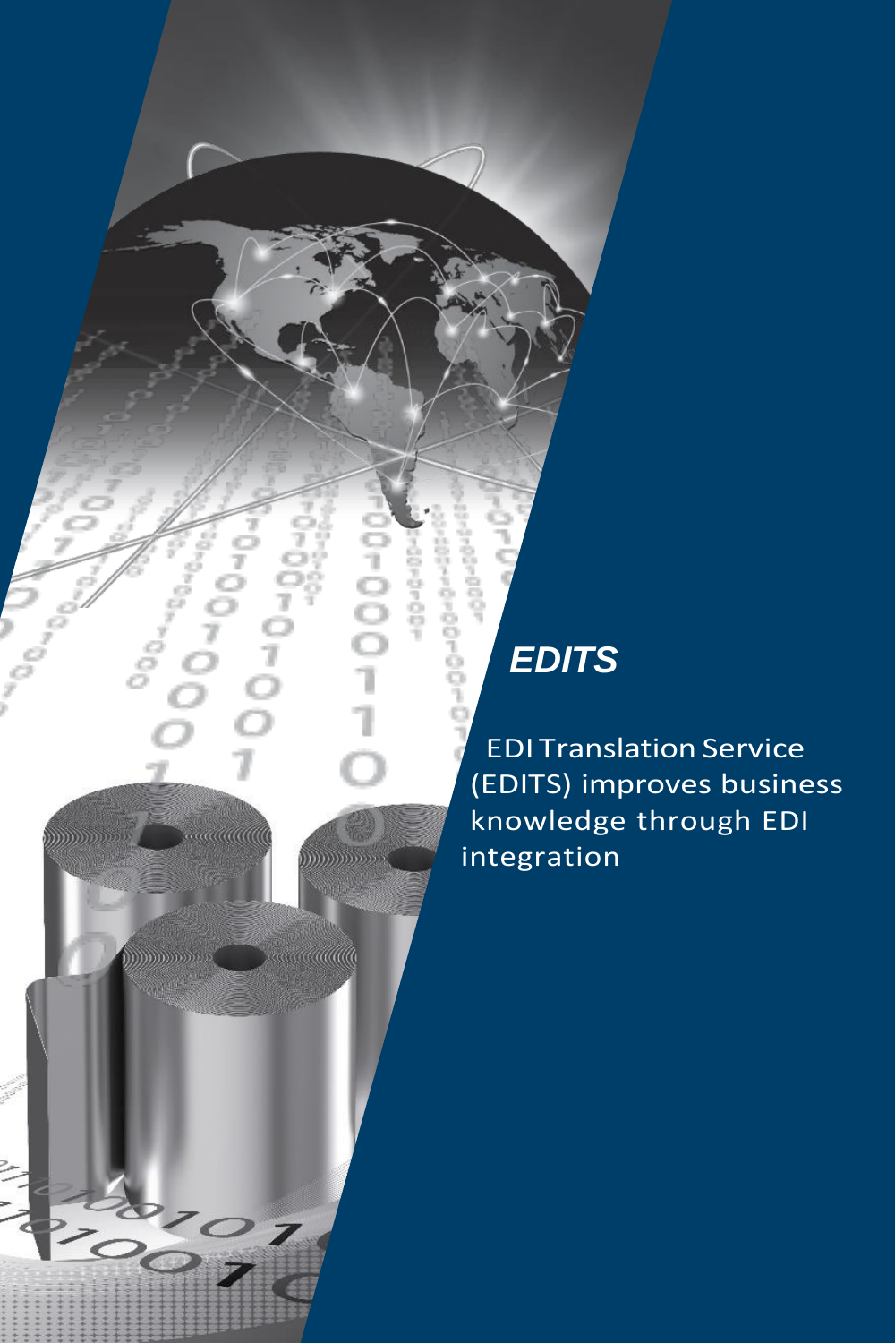# *EDITS*

EDI Translation Service (EDITS) improves business knowledge through EDI integration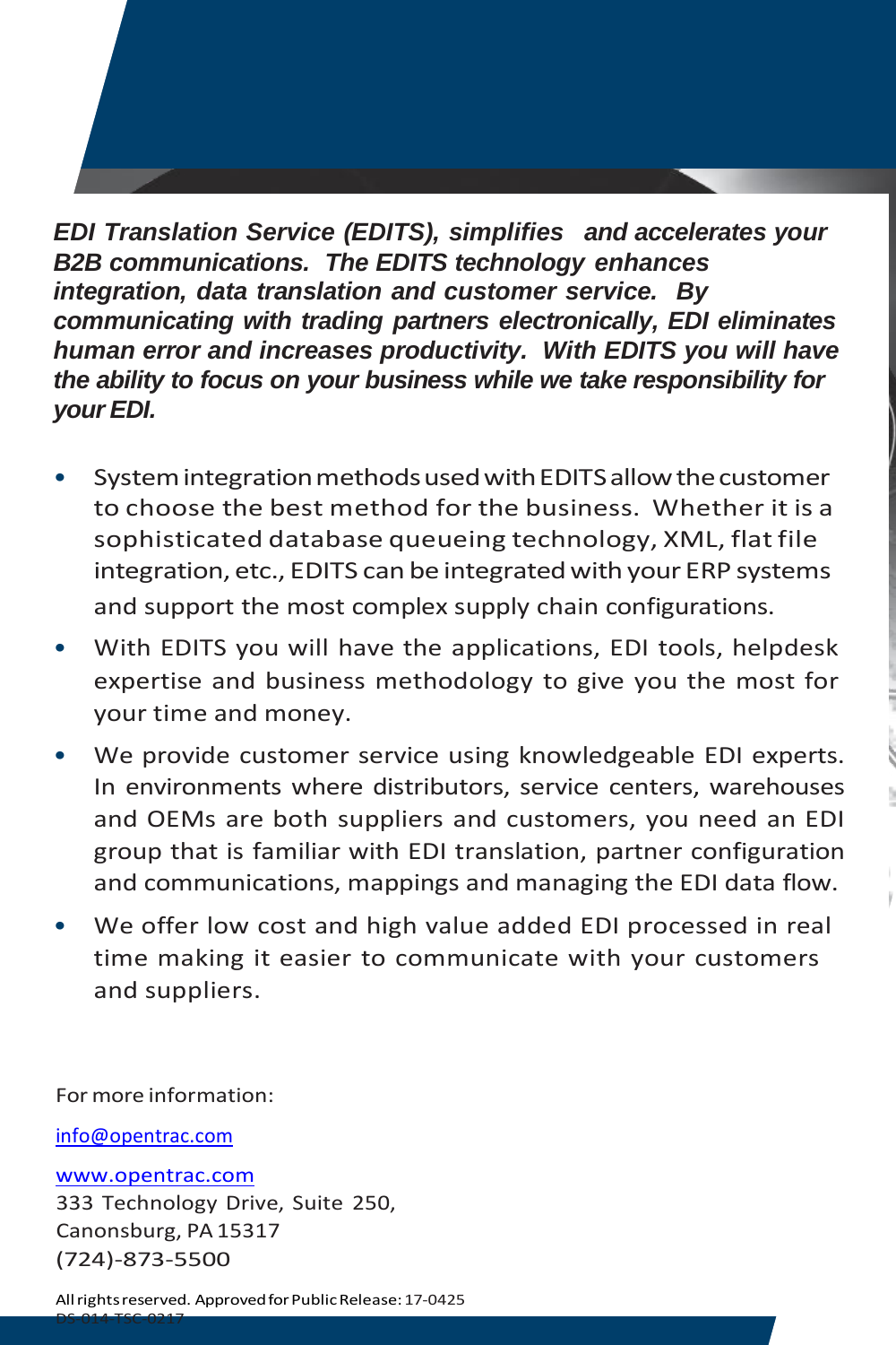***EDI Translation Service (EDITS), simplifies and accelerates your B2B communications. The EDITS technology enhances integration, data translation and customer service. By communicating with trading partners electronically, EDI eliminates human error and increases productivity. With EDITS you will have the ability to focus on your business while we take responsibility for your EDI.***

- System integration methods used with EDITS allow the customer to choose the best method for the business. Whether it is a sophisticated database queueing technology, XML, flat file integration, etc., EDITS can be integrated with your ERP systems and support the most complex supply chain configurations.
- With EDITS you will have the applications, EDI tools, helpdesk expertise and business methodology to give you the most for your time and money.
- We provide customer service using knowledgeable EDI experts. In environments where distributors, service centers, warehouses and OEMs are both suppliers and customers, you need an EDI group that is familiar with EDI translation, partner configuration and communications, mappings and managing the EDI data flow.
- We offer low cost and high value added EDI processed in real time making it easier to communicate with your customers and suppliers.

For more information:

info@opentrac.com

www.opentrac.com
333 Technology Drive, Suite 250,
Canonsburg, PA 15317
(724)-873-5500

All rights reserved. Approved for Public Release: 17-0425
DS-014-TSC-0217